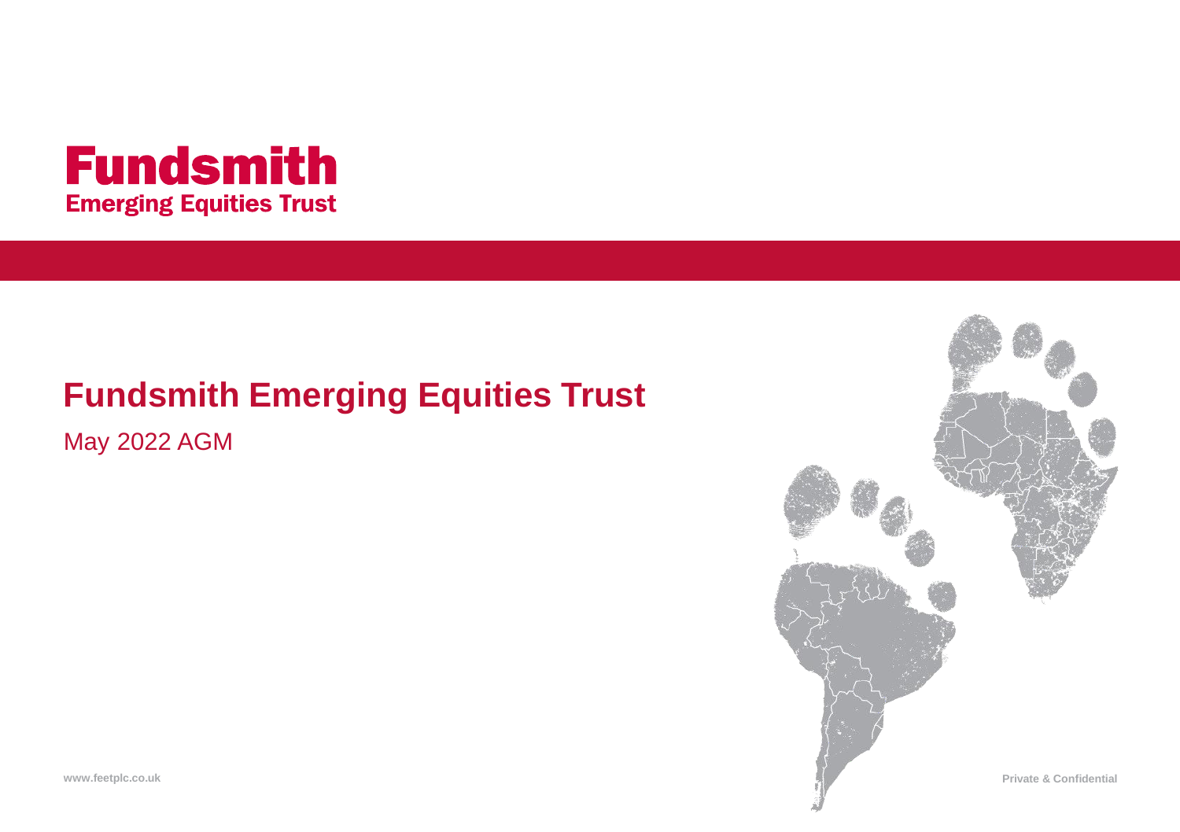**Fundsmith**
**Emerging Equities Trust**

# Fundsmith Emerging Equities Trust

May 2022 AGM

www.feetplc.co.uk

Private & Confidential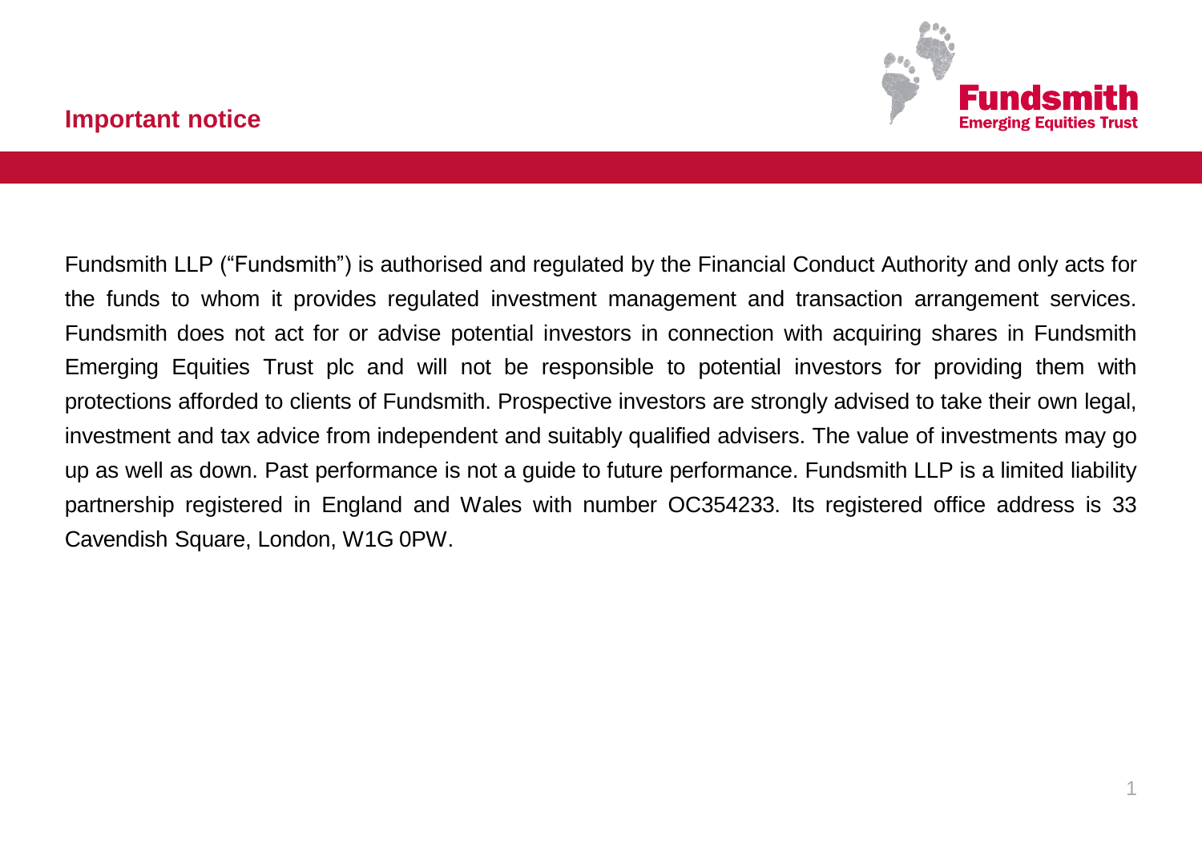# Important notice

Fundsmith LLP ("Fundsmith") is authorised and regulated by the Financial Conduct Authority and only acts for the funds to whom it provides regulated investment management and transaction arrangement services. Fundsmith does not act for or advise potential investors in connection with acquiring shares in Fundsmith Emerging Equities Trust plc and will not be responsible to potential investors for providing them with protections afforded to clients of Fundsmith. Prospective investors are strongly advised to take their own legal, investment and tax advice from independent and suitably qualified advisers. The value of investments may go up as well as down. Past performance is not a guide to future performance. Fundsmith LLP is a limited liability partnership registered in England and Wales with number OC354233. Its registered office address is 33 Cavendish Square, London, W1G 0PW.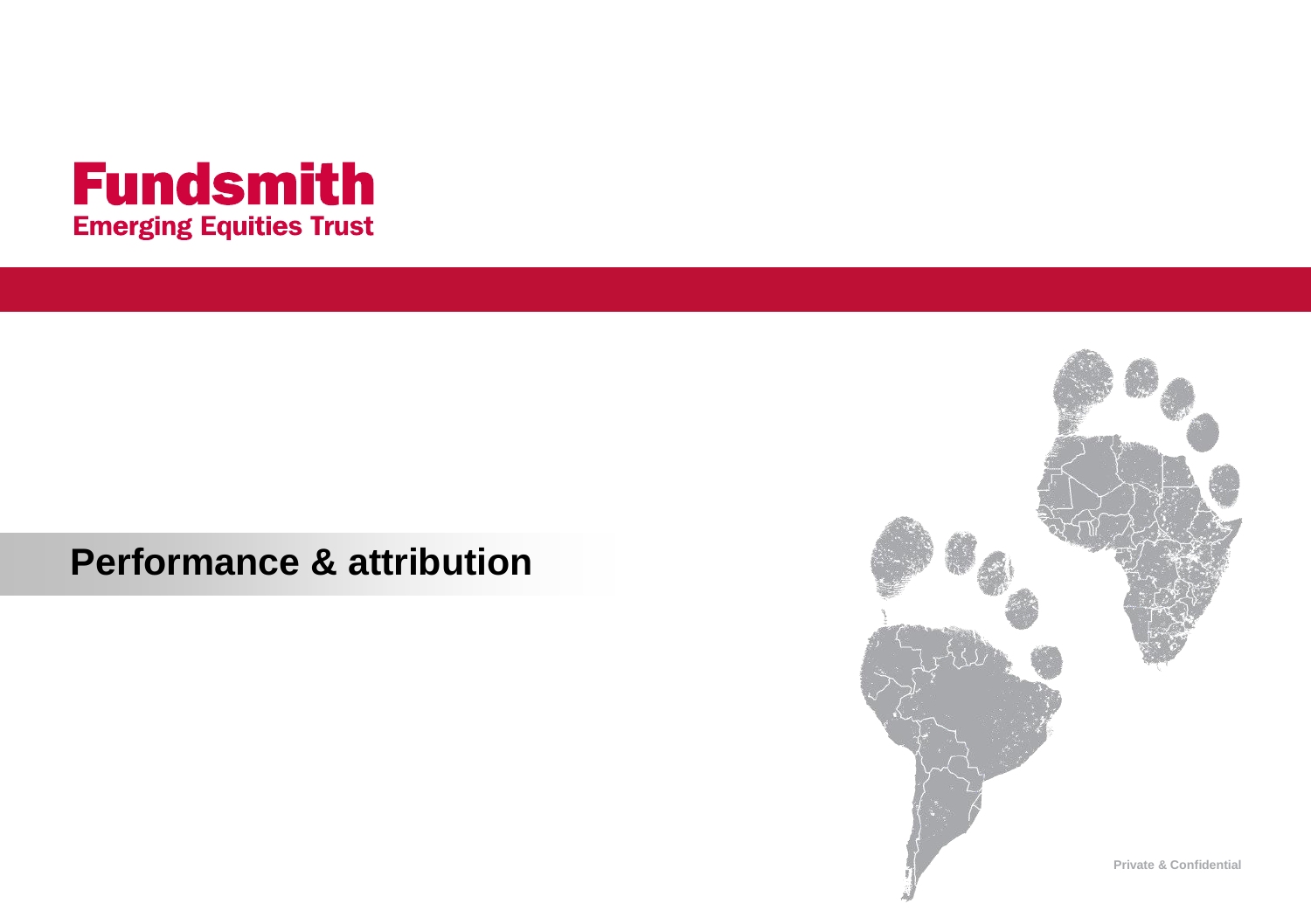# Fundsmith
## Emerging Equities Trust

# Performance & attribution

Private & Confidential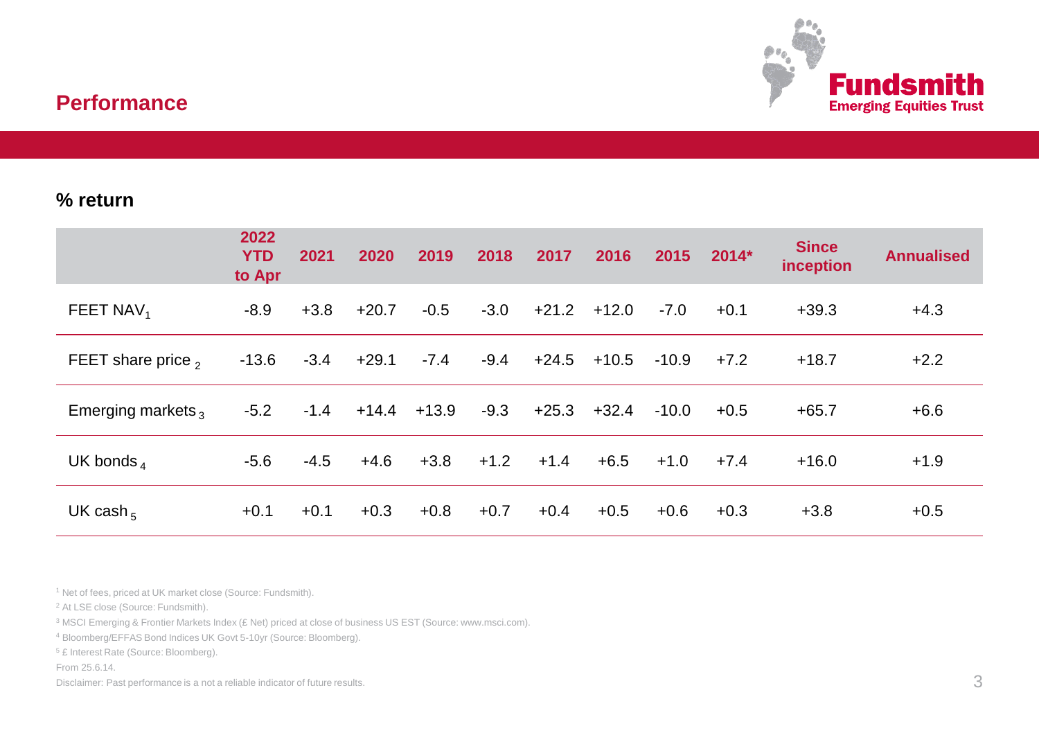## Performance

### % return

| | 2022 YTD to Apr | 2021 | 2020 | 2019 | 2018 | 2017 | 2016 | 2015 | 2014* | Since inception | Annualised |
|---|---|---|---|---|---|---|---|---|---|---|---|
| FEET NAV[1] | -8.9 | +3.8 | +20.7 | -0.5 | -3.0 | +21.2 | +12.0 | -7.0 | +0.1 | +39.3 | +4.3 |
| FEET share price [2] | -13.6 | -3.4 | +29.1 | -7.4 | -9.4 | +24.5 | +10.5 | -10.9 | +7.2 | +18.7 | +2.2 |
| Emerging markets [3] | -5.2 | -1.4 | +14.4 | +13.9 | -9.3 | +25.3 | +32.4 | -10.0 | +0.5 | +65.7 | +6.6 |
| UK bonds [4] | -5.6 | -4.5 | +4.6 | +3.8 | +1.2 | +1.4 | +6.5 | +1.0 | +7.4 | +16.0 | +1.9 |
| UK cash [5] | +0.1 | +0.1 | +0.3 | +0.8 | +0.7 | +0.4 | +0.5 | +0.6 | +0.3 | +3.8 | +0.5 |

[1] Net of fees, priced at UK market close (Source: Fundsmith).

[2] At LSE close (Source: Fundsmith).

[3] MSCI Emerging & Frontier Markets Index (£ Net) priced at close of business US EST (Source: www.msci.com).

[4] Bloomberg/EFFAS Bond Indices UK Govt 5-10yr (Source: Bloomberg).

[5] £ Interest Rate (Source: Bloomberg).

From 25.6.14.

Disclaimer: Past performance is a not a reliable indicator of future results.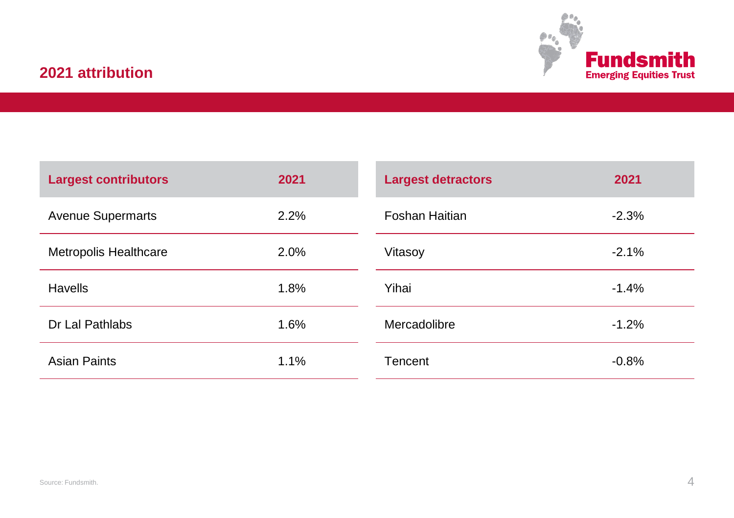## 2021 attribution

| Largest contributors | 2021 |
| --- | --- |
| Avenue Supermarts | 2.2% |
| Metropolis Healthcare | 2.0% |
| Havells | 1.8% |
| Dr Lal Pathlabs | 1.6% |
| Asian Paints | 1.1% |

| Largest detractors | 2021 |
| --- | --- |
| Foshan Haitian | -2.3% |
| Vitasoy | -2.1% |
| Yihai | -1.4% |
| Mercadolibre | -1.2% |
| Tencent | -0.8% |

Source: Fundsmith.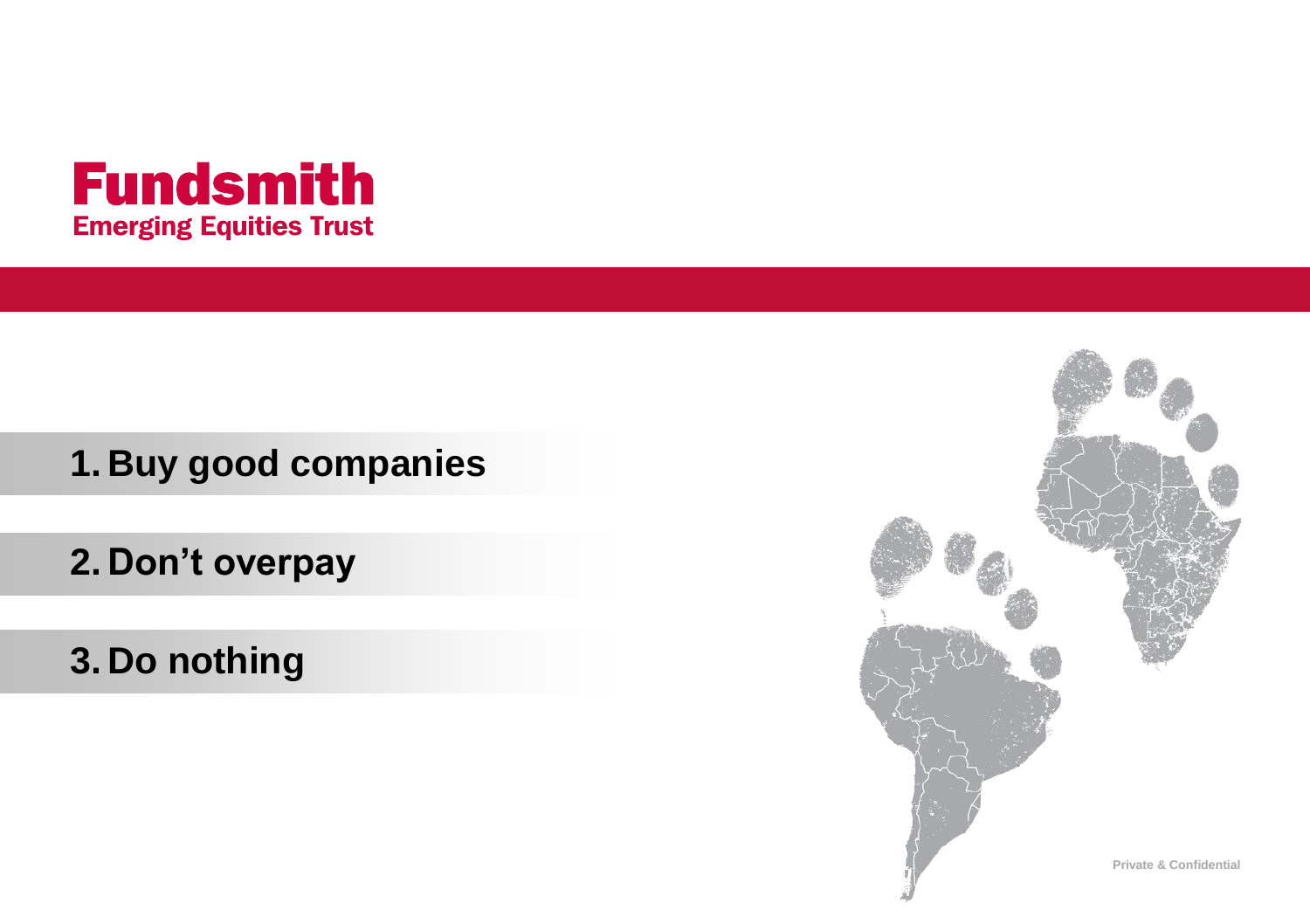# Fundsmith
## Emerging Equities Trust

1. **Buy good companies**
2. **Don't overpay**
3. **Do nothing**

Private & Confidential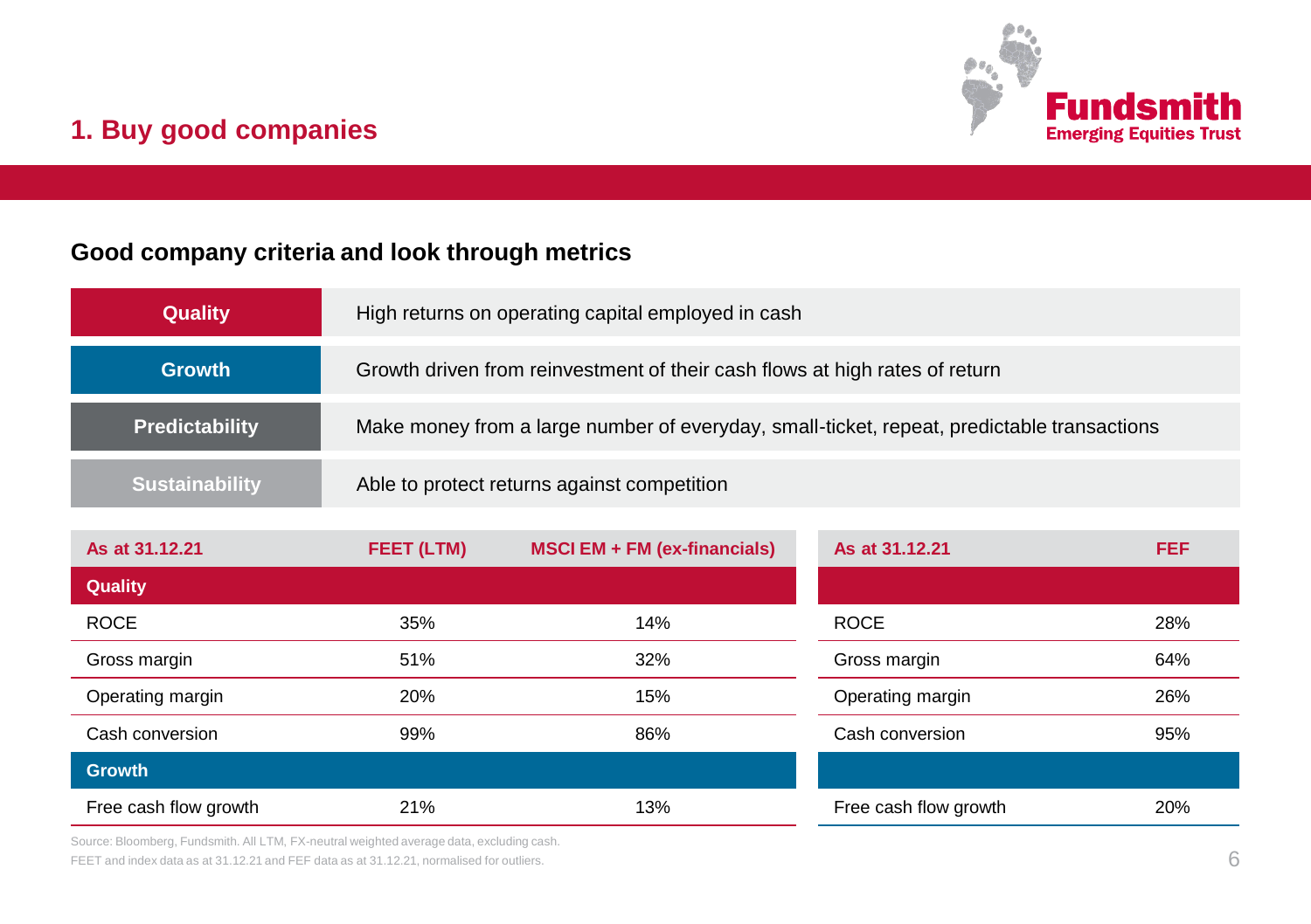# 1. Buy good companies

## Good company criteria and look through metrics

| | |
|---|---|
| **Quality** | High returns on operating capital employed in cash |
| **Growth** | Growth driven from reinvestment of their cash flows at high rates of return |
| **Predictability** | Make money from a large number of everyday, small-ticket, repeat, predictable transactions |
| **Sustainability** | Able to protect returns against competition |

| As at 31.12.21 | FEET (LTM) | MSCI EM + FM (ex-financials) |
|---|---|---|
| **Quality** | | |
| ROCE | 35% | 14% |
| Gross margin | 51% | 32% |
| Operating margin | 20% | 15% |
| Cash conversion | 99% | 86% |
| **Growth** | | |
| Free cash flow growth | 21% | 13% |

| As at 31.12.21 | FEF |
|---|---|
| ROCE | 28% |
| Gross margin | 64% |
| Operating margin | 26% |
| Cash conversion | 95% |
| Free cash flow growth | 20% |

Source: Bloomberg, Fundsmith. All LTM, FX-neutral weighted average data, excluding cash.
FEET and index data as at 31.12.21 and FEF data as at 31.12.21, normalised for outliers.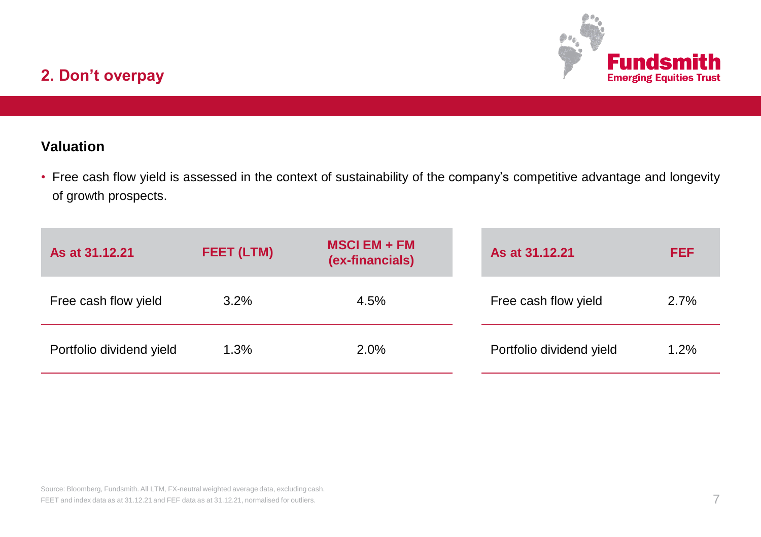## 2. Don't overpay

### Valuation

- Free cash flow yield is assessed in the context of sustainability of the company's competitive advantage and longevity of growth prospects.

| As at 31.12.21 | FEET (LTM) | MSCI EM + FM (ex-financials) |
| --- | --- | --- |
| Free cash flow yield | 3.2% | 4.5% |
| Portfolio dividend yield | 1.3% | 2.0% |

| As at 31.12.21 | FEF |
| --- | --- |
| Free cash flow yield | 2.7% |
| Portfolio dividend yield | 1.2% |

Source: Bloomberg, Fundsmith. All LTM, FX-neutral weighted average data, excluding cash.
FEET and index data as at 31.12.21 and FEF data as at 31.12.21, normalised for outliers.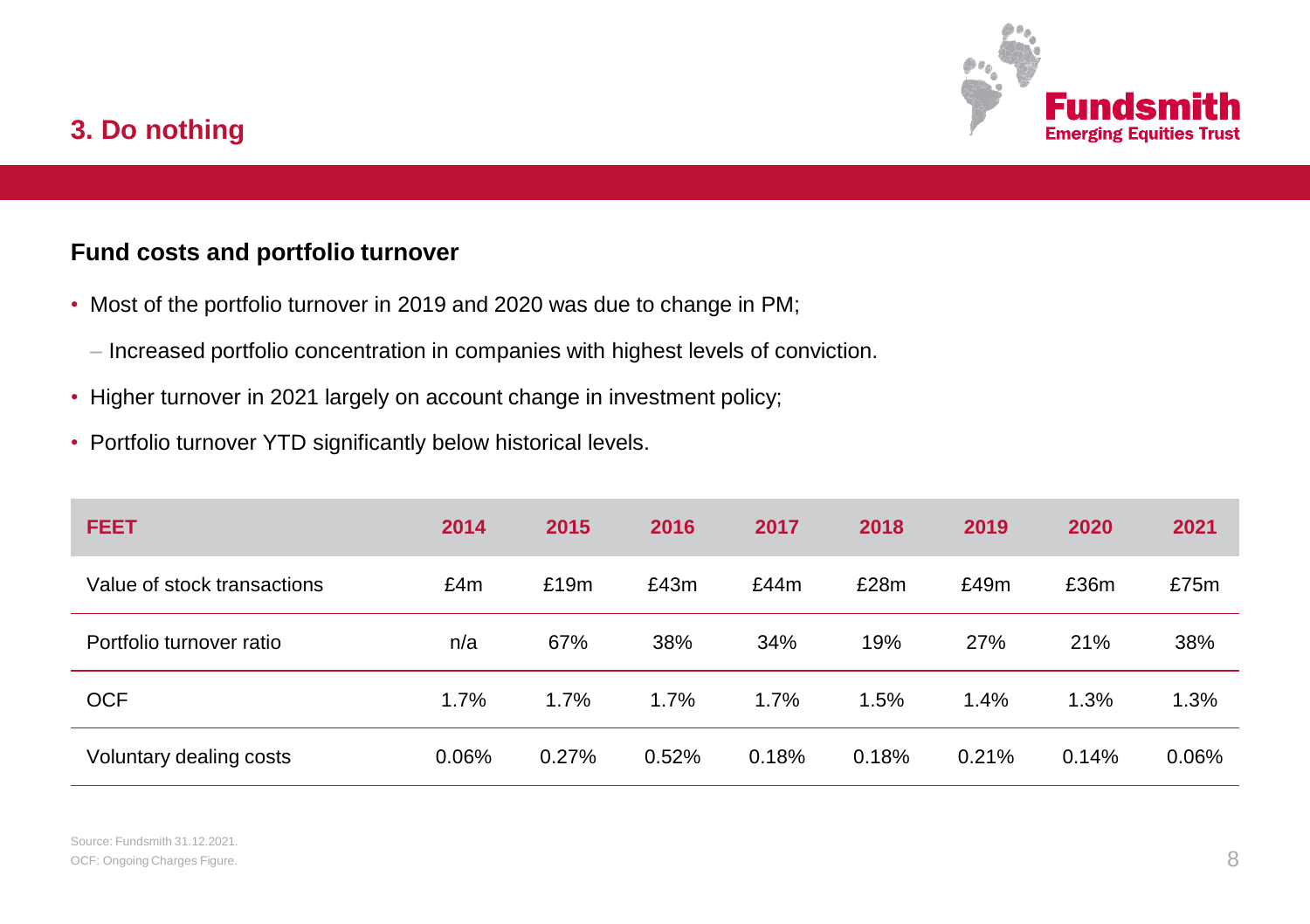## 3. Do nothing

### Fund costs and portfolio turnover

- Most of the portfolio turnover in 2019 and 2020 was due to change in PM;
  - Increased portfolio concentration in companies with highest levels of conviction.
- Higher turnover in 2021 largely on account change in investment policy;
- Portfolio turnover YTD significantly below historical levels.

| FEET | 2014 | 2015 | 2016 | 2017 | 2018 | 2019 | 2020 | 2021 |
|---|---|---|---|---|---|---|---|---|
| Value of stock transactions | £4m | £19m | £43m | £44m | £28m | £49m | £36m | £75m |
| Portfolio turnover ratio | n/a | 67% | 38% | 34% | 19% | 27% | 21% | 38% |
| OCF | 1.7% | 1.7% | 1.7% | 1.7% | 1.5% | 1.4% | 1.3% | 1.3% |
| Voluntary dealing costs | 0.06% | 0.27% | 0.52% | 0.18% | 0.18% | 0.21% | 0.14% | 0.06% |

Source: Fundsmith 31.12.2021.
OCF: Ongoing Charges Figure.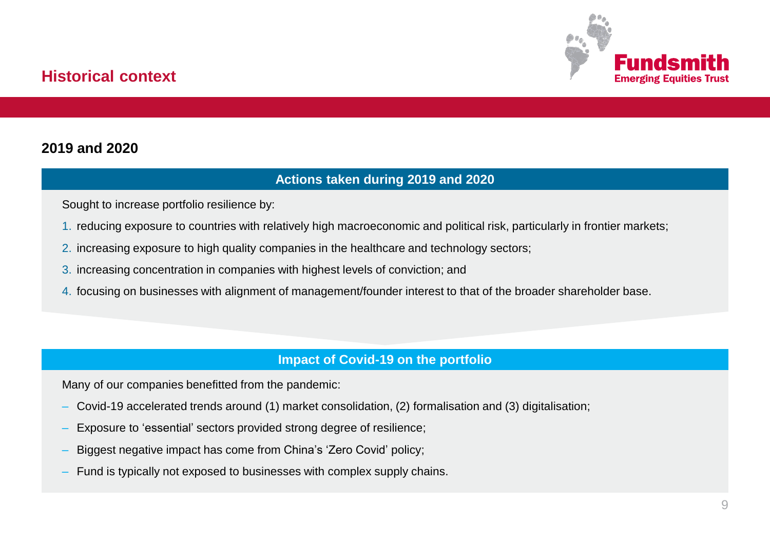# Historical context

## 2019 and 2020

### Actions taken during 2019 and 2020

Sought to increase portfolio resilience by:

1. reducing exposure to countries with relatively high macroeconomic and political risk, particularly in frontier markets;
2. increasing exposure to high quality companies in the healthcare and technology sectors;
3. increasing concentration in companies with highest levels of conviction; and
4. focusing on businesses with alignment of management/founder interest to that of the broader shareholder base.

### Impact of Covid-19 on the portfolio

Many of our companies benefitted from the pandemic:

- Covid-19 accelerated trends around (1) market consolidation, (2) formalisation and (3) digitalisation;
- Exposure to 'essential' sectors provided strong degree of resilience;
- Biggest negative impact has come from China's 'Zero Covid' policy;
- Fund is typically not exposed to businesses with complex supply chains.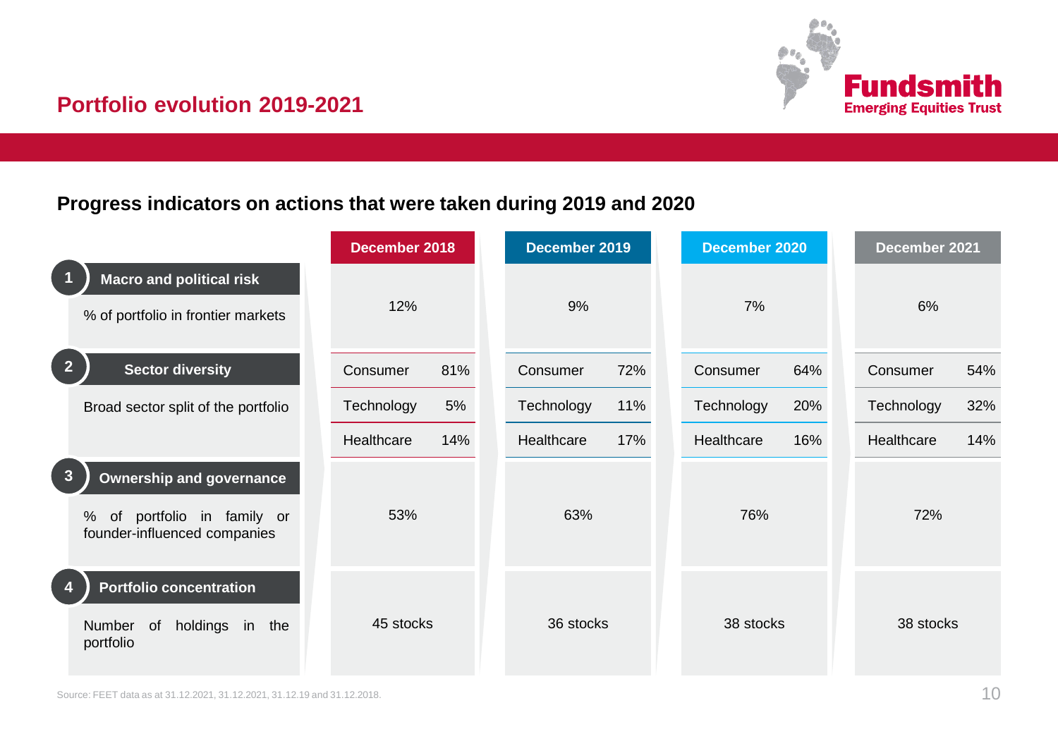## Portfolio evolution 2019-2021

### Progress indicators on actions that were taken during 2019 and 2020

| | December 2018 | | December 2019 | | December 2020 | | December 2021 | |
|---|---|---|---|---|---|---|---|---|
| **1 Macro and political risk**<br>% of portfolio in frontier markets | 12% | | 9% | | 7% | | 6% | |
| **2 Sector diversity**<br>Broad sector split of the portfolio | Consumer | 81% | Consumer | 72% | Consumer | 64% | Consumer | 54% |
| | Technology | 5% | Technology | 11% | Technology | 20% | Technology | 32% |
| | Healthcare | 14% | Healthcare | 17% | Healthcare | 16% | Healthcare | 14% |
| **3 Ownership and governance**<br>% of portfolio in family or founder-influenced companies | 53% | | 63% | | 76% | | 72% | |
| **4 Portfolio concentration**<br>Number of holdings in the portfolio | 45 stocks | | 36 stocks | | 38 stocks | | 38 stocks | |

Source: FEET data as at 31.12.2021, 31.12.2021, 31.12.19 and 31.12.2018.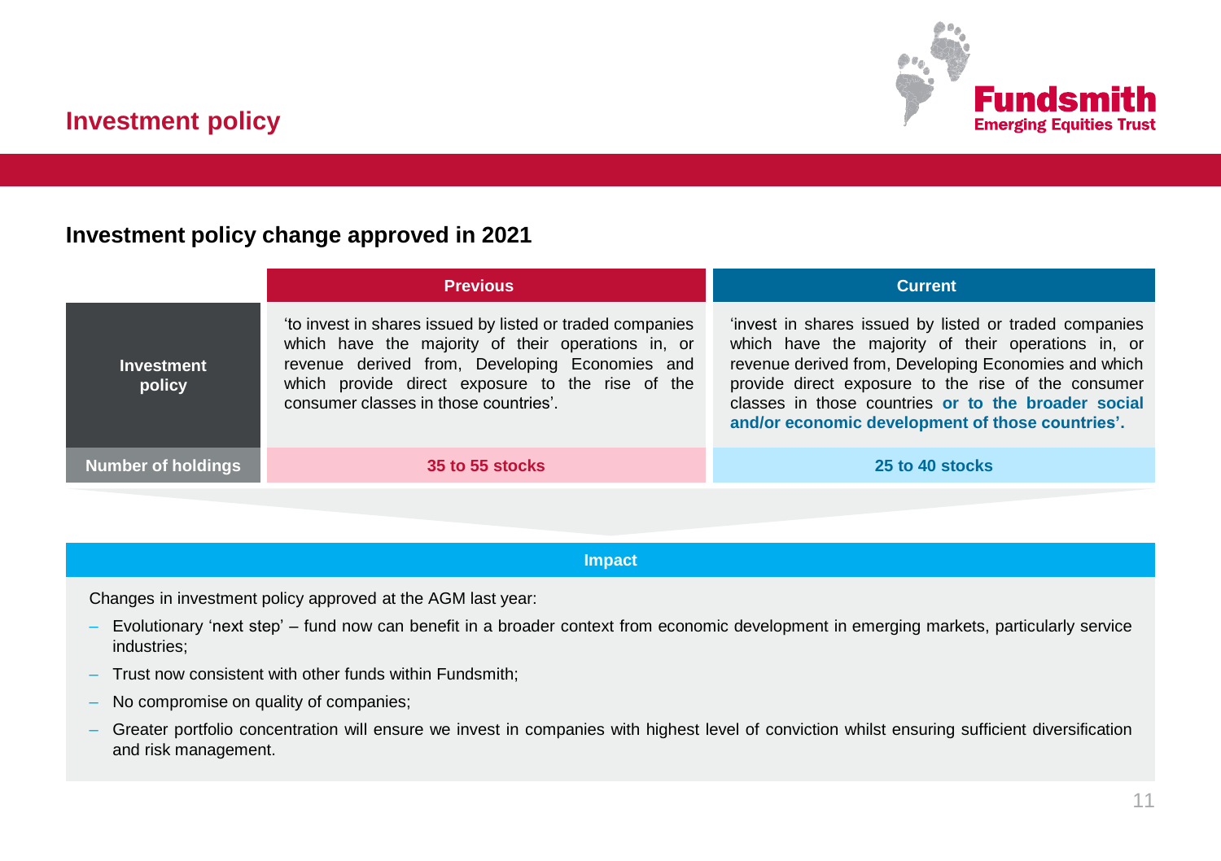# Investment policy

## Investment policy change approved in 2021

| | Previous | Current |
|---|---|---|
| **Investment policy** | 'to invest in shares issued by listed or traded companies which have the majority of their operations in, or revenue derived from, Developing Economies and which provide direct exposure to the rise of the consumer classes in those countries'. | 'invest in shares issued by listed or traded companies which have the majority of their operations in, or revenue derived from, Developing Economies and which provide direct exposure to the rise of the consumer classes in those countries **or to the broader social and/or economic development of those countries'.** |
| **Number of holdings** | **35 to 55 stocks** | **25 to 40 stocks** |

### Impact

Changes in investment policy approved at the AGM last year:

- Evolutionary 'next step' – fund now can benefit in a broader context from economic development in emerging markets, particularly service industries;
- Trust now consistent with other funds within Fundsmith;
- No compromise on quality of companies;
- Greater portfolio concentration will ensure we invest in companies with highest level of conviction whilst ensuring sufficient diversification and risk management.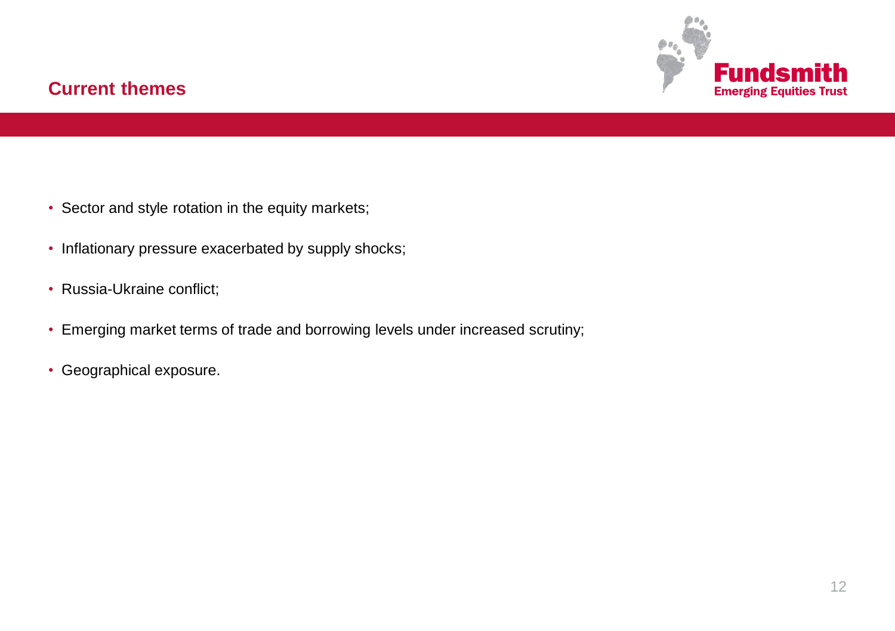# Current themes

- Sector and style rotation in the equity markets;
- Inflationary pressure exacerbated by supply shocks;
- Russia-Ukraine conflict;
- Emerging market terms of trade and borrowing levels under increased scrutiny;
- Geographical exposure.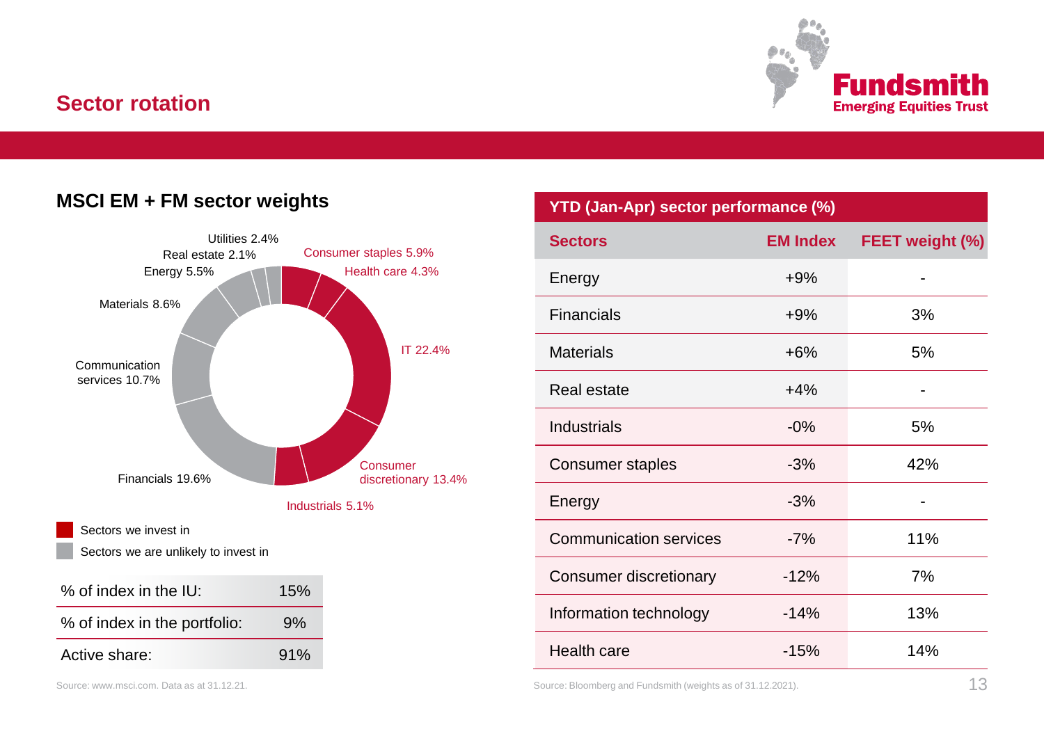## Sector rotation

### MSCI EM + FM sector weights

- Utilities 2.4%
- Real estate 2.1%
- Energy 5.5%
- Materials 8.6%
- Communication services 10.7%
- Financials 19.6%
- Consumer staples 5.9%
- Health care 4.3%
- IT 22.4%
- Consumer discretionary 13.4%
- Industrials 5.1%

Sectors we invest in

Sectors we are unlikely to invest in

| % of index in the IU: | 15% |
|---|---|
| % of index in the portfolio: | 9% |
| Active share: | 91% |

Source: www.msci.com. Data as at 31.12.21.

| YTD (Jan-Apr) sector performance (%) | | |
|---|---|---|
| **Sectors** | **EM Index** | **FEET weight (%)** |
| Energy | +9% | - |
| Financials | +9% | 3% |
| Materials | +6% | 5% |
| Real estate | +4% | - |
| Industrials | -0% | 5% |
| Consumer staples | -3% | 42% |
| Energy | -3% | - |
| Communication services | -7% | 11% |
| Consumer discretionary | -12% | 7% |
| Information technology | -14% | 13% |
| Health care | -15% | 14% |

Source: Bloomberg and Fundsmith (weights as of 31.12.2021).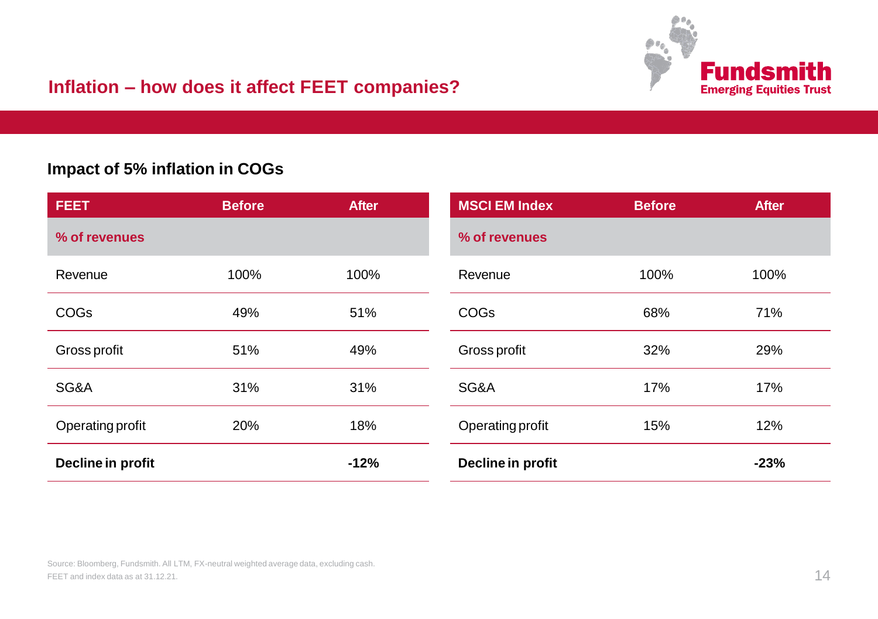## Inflation – how does it affect FEET companies?

### Impact of 5% inflation in COGs

| FEET | Before | After |
|---|---|---|
| **% of revenues** | | |
| Revenue | 100% | 100% |
| COGs | 49% | 51% |
| Gross profit | 51% | 49% |
| SG&A | 31% | 31% |
| Operating profit | 20% | 18% |
| **Decline in profit** | | **-12%** |

| MSCI EM Index | Before | After |
|---|---|---|
| **% of revenues** | | |
| Revenue | 100% | 100% |
| COGs | 68% | 71% |
| Gross profit | 32% | 29% |
| SG&A | 17% | 17% |
| Operating profit | 15% | 12% |
| **Decline in profit** | | **-23%** |

Source: Bloomberg, Fundsmith. All LTM, FX-neutral weighted average data, excluding cash.
FEET and index data as at 31.12.21.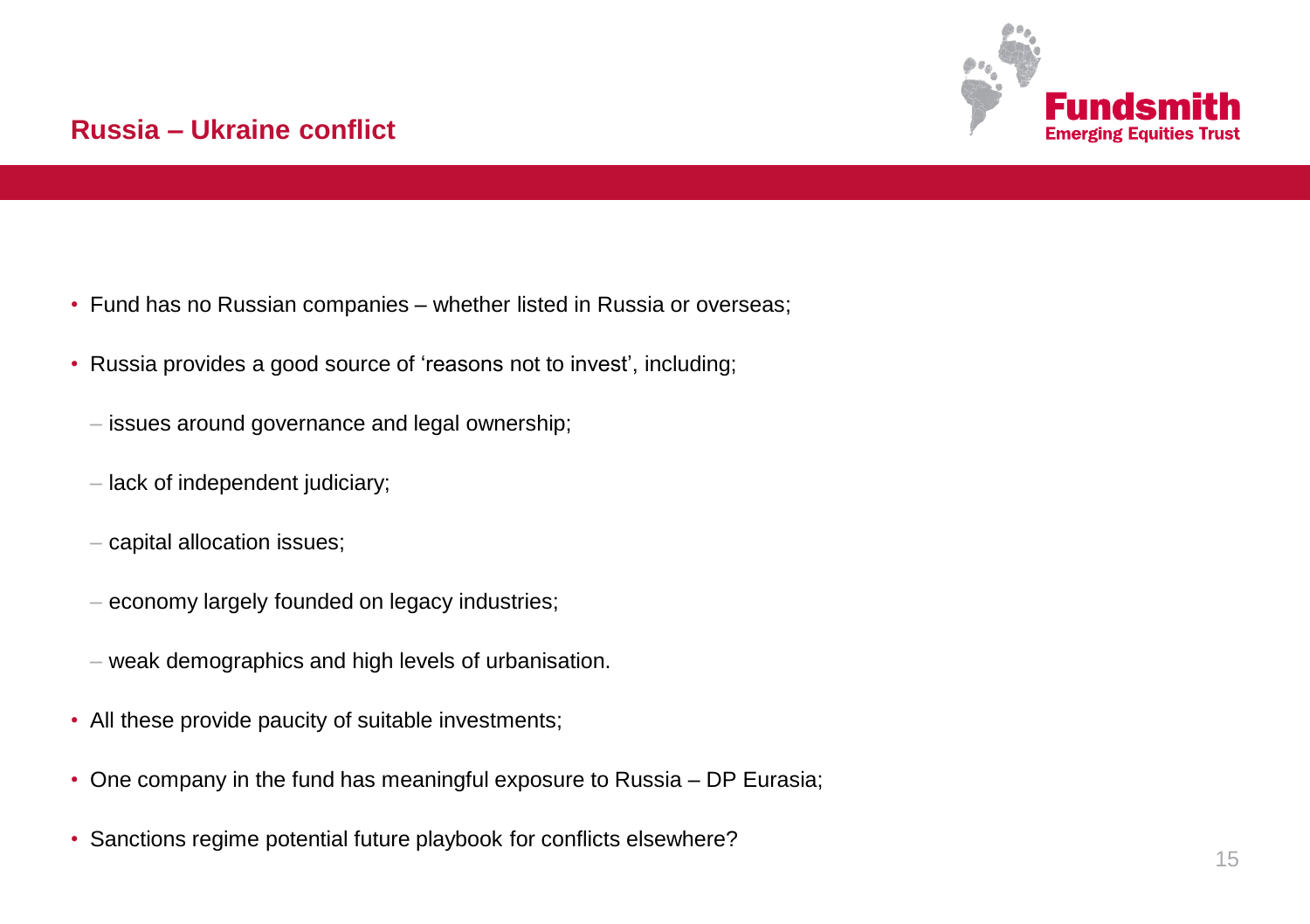## Russia – Ukraine conflict

- Fund has no Russian companies – whether listed in Russia or overseas;
- Russia provides a good source of 'reasons not to invest', including;
  - issues around governance and legal ownership;
  - lack of independent judiciary;
  - capital allocation issues;
  - economy largely founded on legacy industries;
  - weak demographics and high levels of urbanisation.
- All these provide paucity of suitable investments;
- One company in the fund has meaningful exposure to Russia – DP Eurasia;
- Sanctions regime potential future playbook for conflicts elsewhere?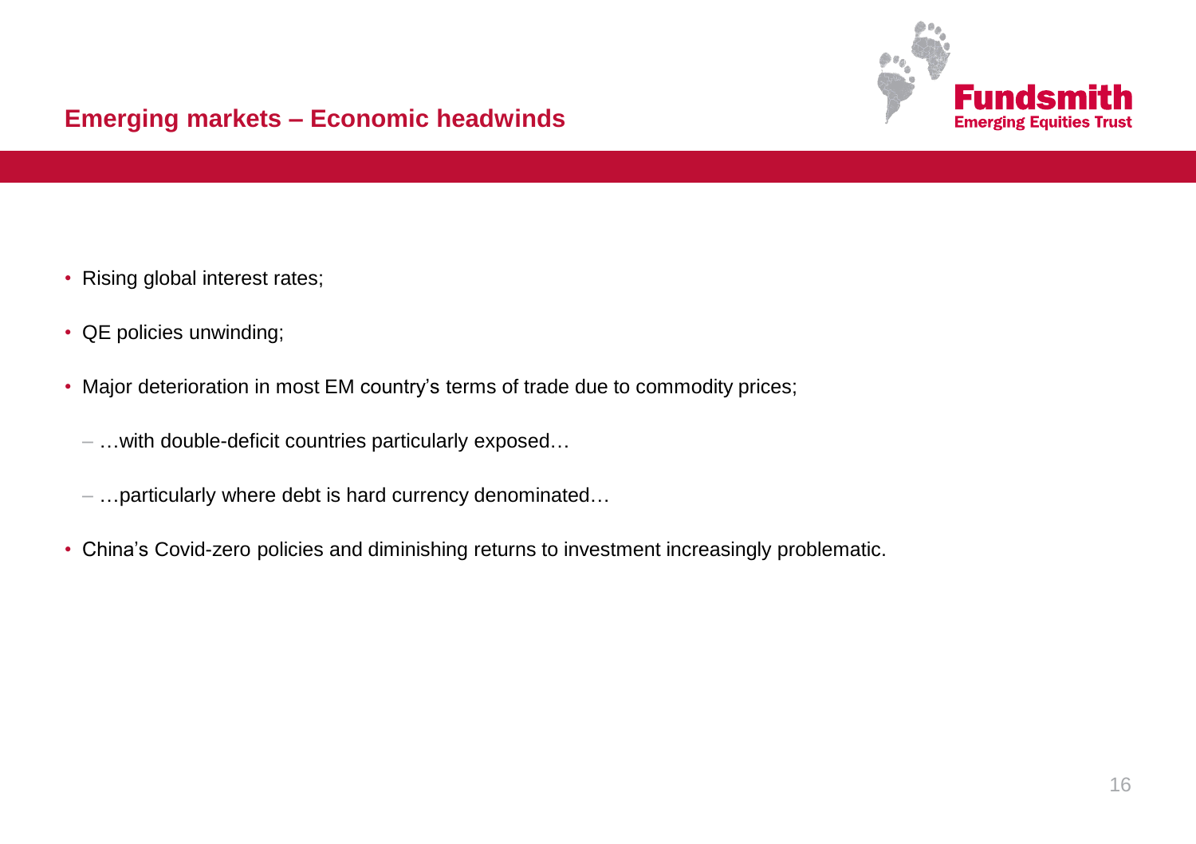## Emerging markets – Economic headwinds

- Rising global interest rates;
- QE policies unwinding;
- Major deterioration in most EM country's terms of trade due to commodity prices;
  - …with double-deficit countries particularly exposed…
  - …particularly where debt is hard currency denominated…
- China's Covid-zero policies and diminishing returns to investment increasingly problematic.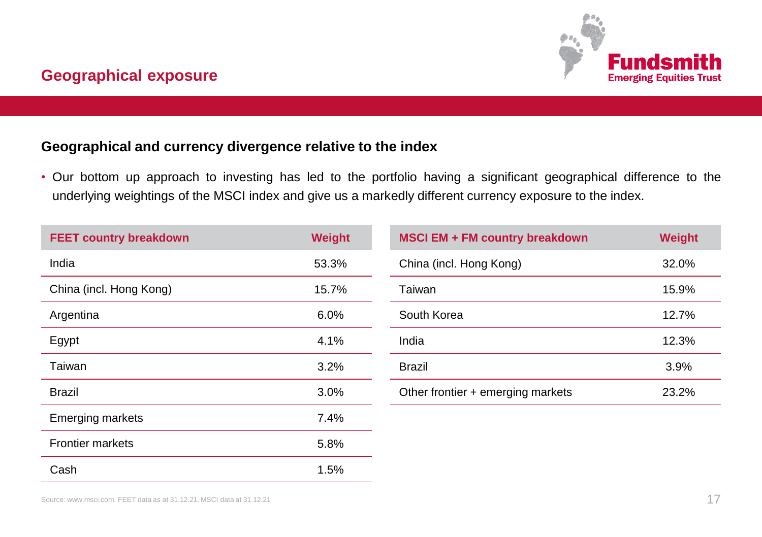# Geographical exposure

## Geographical and currency divergence relative to the index

- Our bottom up approach to investing has led to the portfolio having a significant geographical difference to the underlying weightings of the MSCI index and give us a markedly different currency exposure to the index.

| FEET country breakdown | Weight |
|---|---|
| India | 53.3% |
| China (incl. Hong Kong) | 15.7% |
| Argentina | 6.0% |
| Egypt | 4.1% |
| Taiwan | 3.2% |
| Brazil | 3.0% |
| Emerging markets | 7.4% |
| Frontier markets | 5.8% |
| Cash | 1.5% |

| MSCI EM + FM country breakdown | Weight |
|---|---|
| China (incl. Hong Kong) | 32.0% |
| Taiwan | 15.9% |
| South Korea | 12.7% |
| India | 12.3% |
| Brazil | 3.9% |
| Other frontier + emerging markets | 23.2% |

Source: www.msci.com, FEET data as at 31.12.21. MSCI data at 31.12.21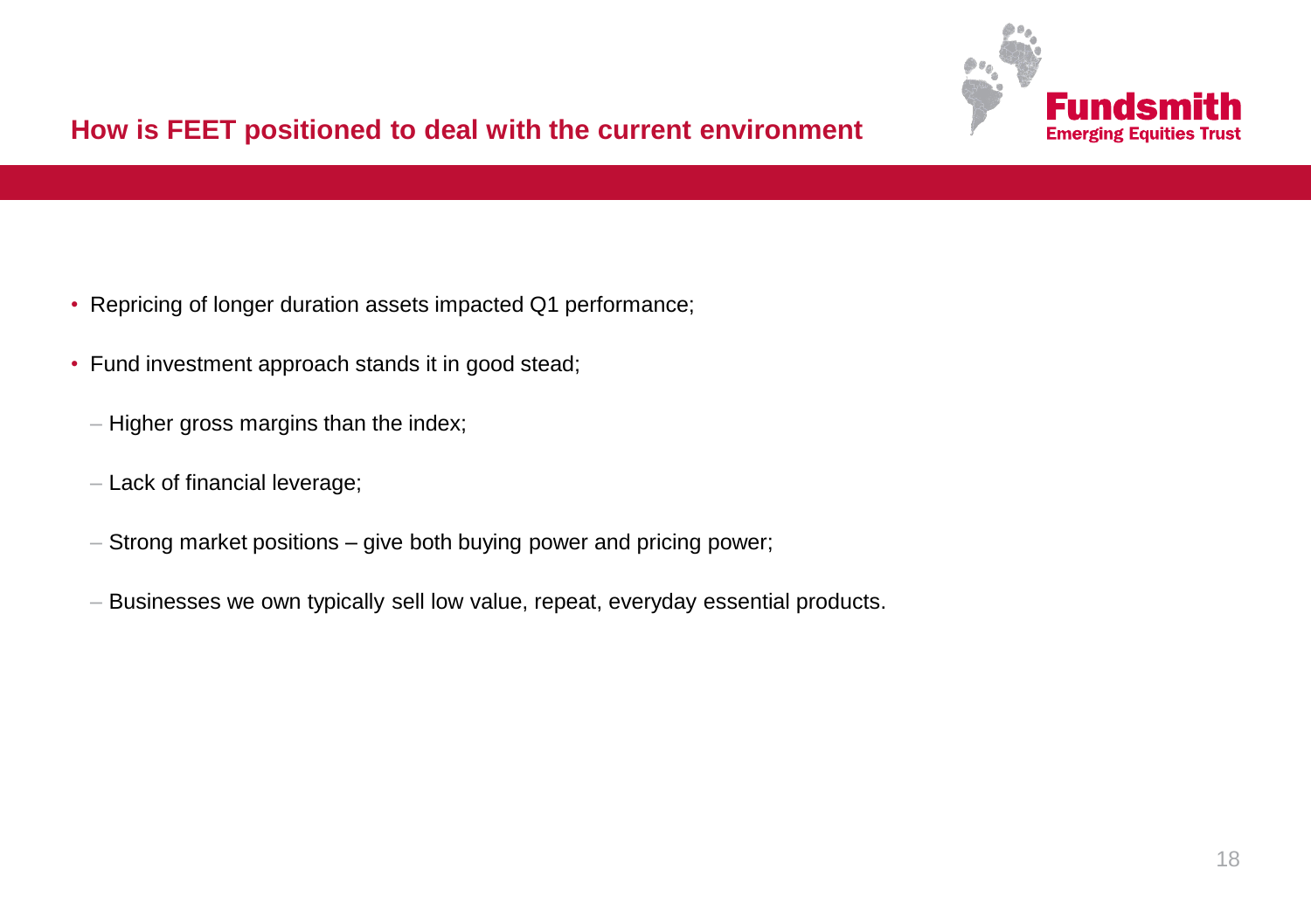## How is FEET positioned to deal with the current environment

- Repricing of longer duration assets impacted Q1 performance;
- Fund investment approach stands it in good stead;
  - Higher gross margins than the index;
  - Lack of financial leverage;
  - Strong market positions – give both buying power and pricing power;
  - Businesses we own typically sell low value, repeat, everyday essential products.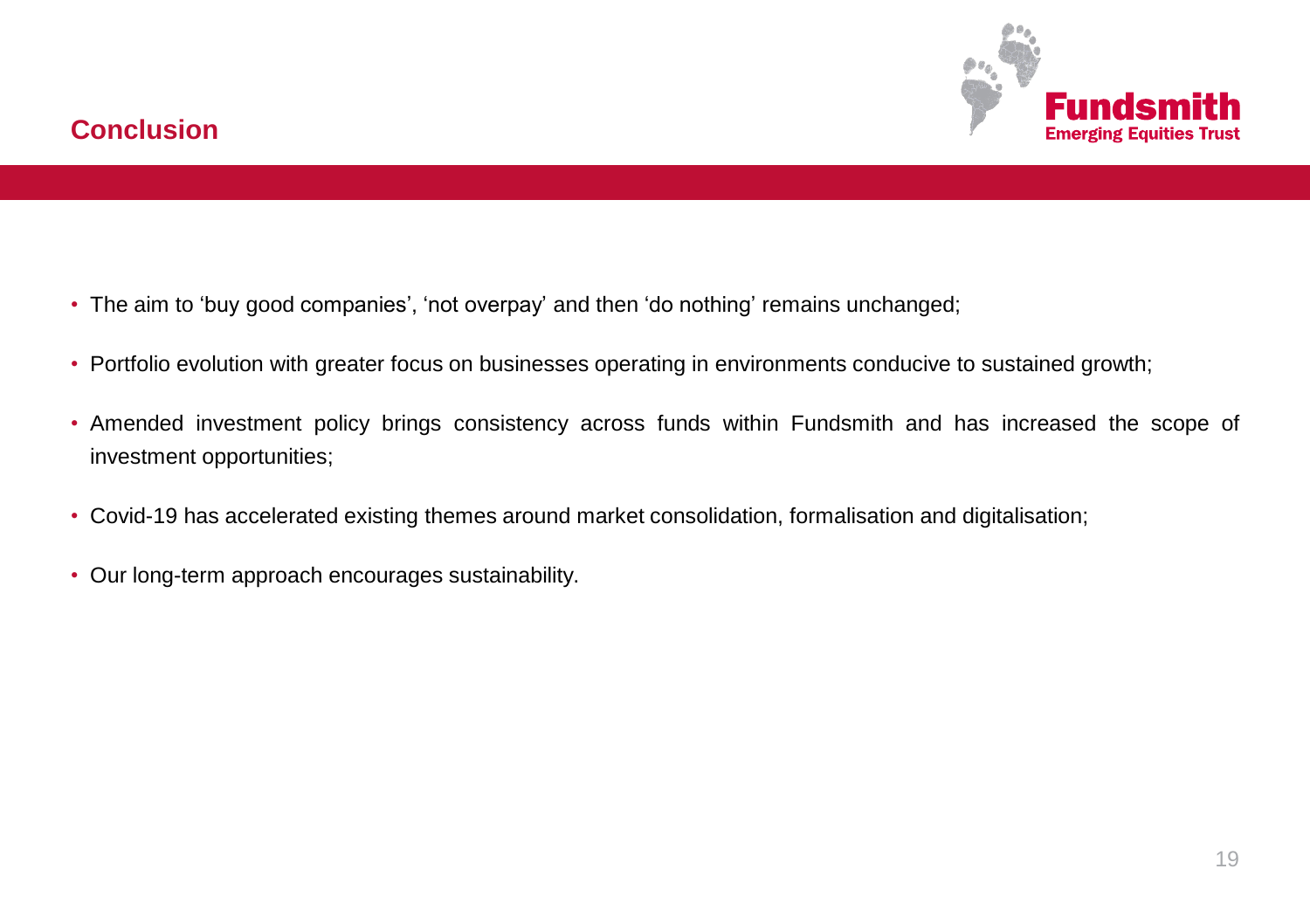# Conclusion

- The aim to ‘buy good companies’, ‘not overpay’ and then ‘do nothing’ remains unchanged;
- Portfolio evolution with greater focus on businesses operating in environments conducive to sustained growth;
- Amended investment policy brings consistency across funds within Fundsmith and has increased the scope of investment opportunities;
- Covid-19 has accelerated existing themes around market consolidation, formalisation and digitalisation;
- Our long-term approach encourages sustainability.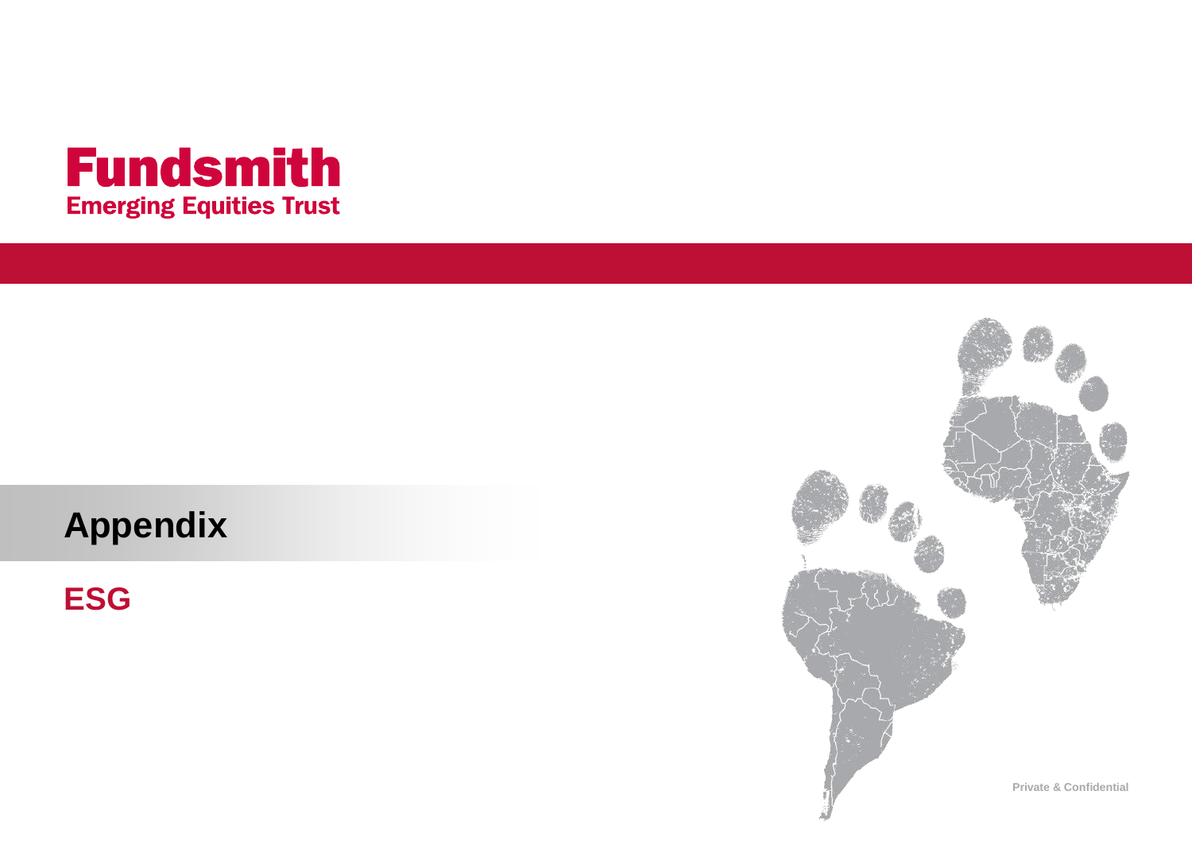# Fundsmith

**Emerging Equities Trust**

## Appendix

## ESG

Private & Confidential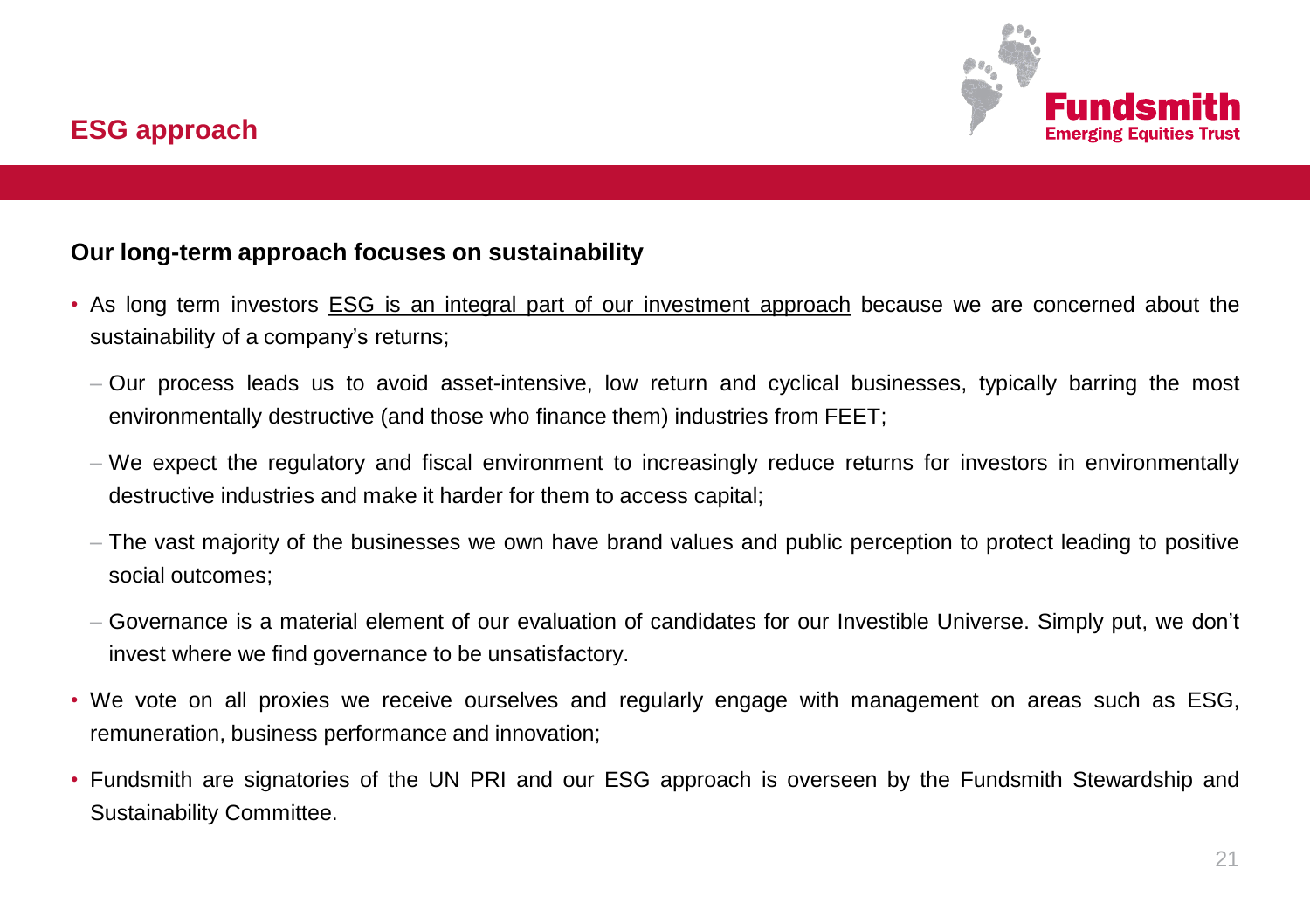## ESG approach

### Our long-term approach focuses on sustainability

- As long term investors ESG is an integral part of our investment approach because we are concerned about the sustainability of a company's returns;
  - Our process leads us to avoid asset-intensive, low return and cyclical businesses, typically barring the most environmentally destructive (and those who finance them) industries from FEET;
  - We expect the regulatory and fiscal environment to increasingly reduce returns for investors in environmentally destructive industries and make it harder for them to access capital;
  - The vast majority of the businesses we own have brand values and public perception to protect leading to positive social outcomes;
  - Governance is a material element of our evaluation of candidates for our Investible Universe. Simply put, we don't invest where we find governance to be unsatisfactory.
- We vote on all proxies we receive ourselves and regularly engage with management on areas such as ESG, remuneration, business performance and innovation;
- Fundsmith are signatories of the UN PRI and our ESG approach is overseen by the Fundsmith Stewardship and Sustainability Committee.